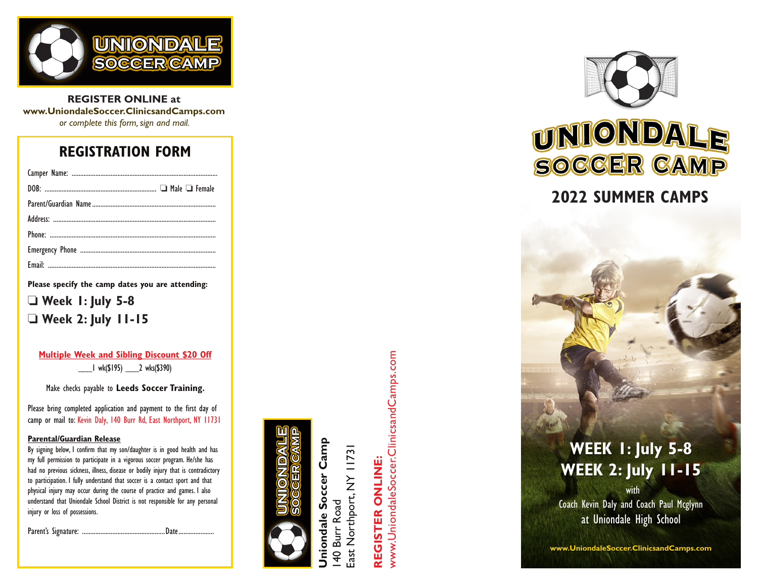# UNIONDALE SOCCER CAMP

**REGISTER ONLINE at**
**www.UniondaleSoccer.ClinicsandCamps.com**
*or complete this form, sign and mail.*

## REGISTRATION FORM

Camper Name: ..........................................................................................

DOB: .................................................................. ❏ Male ❏ Female

Parent/Guardian Name..........................................................................

Address: ..................................................................................................

Phone: .....................................................................................................

Emergency Phone .................................................................................

Email: .......................................................................................................

**Please specify the camp dates you are attending:**

❏ **Week 1: July 5-8**

❏ **Week 2: July 11-15**

**Multiple Week and Sibling Discount $20 Off**

____1 wk($195) ____2 wks($390)

Make checks payable to **Leeds Soccer Training.**

Please bring completed application and payment to the first day of camp or mail to: Kevin Daly, 140 Burr Rd, East Northport, NY 11731

**Parental/Guardian Release**

By signing below, I confirm that my son/daughter is in good health and has my full permission to participate in a vigorous soccer program. He/she has had no previous sickness, illness, disease or bodily injury that is contradictory to participation. I fully understand that soccer is a contact sport and that physical injury may occur during the course of practice and games. I also understand that Uniondale School District is not responsible for any personal injury or loss of possessions.

Parent's Signature: .................................................Date.....................

---

UNIONDALE SOCCER CAMP

**Uniondale Soccer Camp**
140 Burr Road
East Northport, NY 11731

**REGISTER ONLINE:**
www.UniondaleSoccer.ClinicsandCamps.com

---

# UNIONDALE SOCCER CAMP

## 2022 SUMMER CAMPS

**WEEK 1: July 5-8**
**WEEK 2: July 11-15**

with
Coach Kevin Daly and Coach Paul Mcglynn
at Uniondale High School

**www.UniondaleSoccer.ClinicsandCamps.com**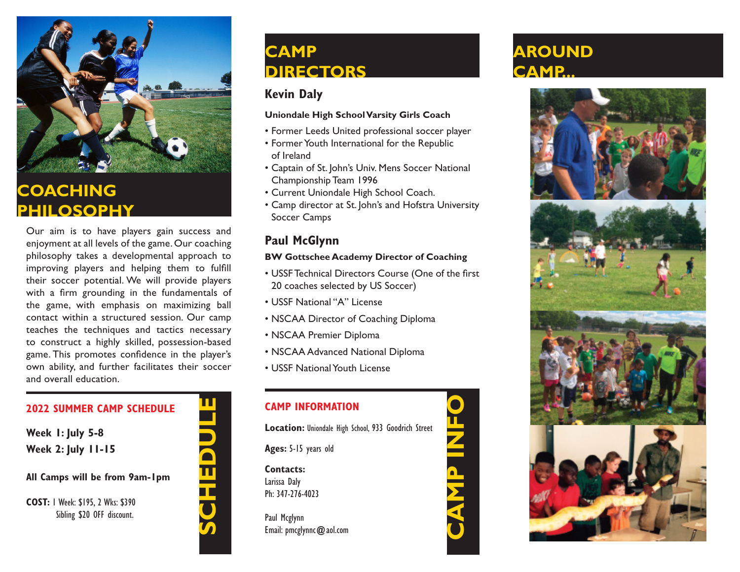## COACHING PHILOSOPHY

Our aim is to have players gain success and enjoyment at all levels of the game. Our coaching philosophy takes a developmental approach to improving players and helping them to fulfill their soccer potential. We will provide players with a firm grounding in the fundamentals of the game, with emphasis on maximizing ball contact within a structured session. Our camp teaches the techniques and tactics necessary to construct a highly skilled, possession-based game. This promotes confidence in the player's own ability, and further facilitates their soccer and overall education.

## SCHEDULE

### 2022 SUMMER CAMP SCHEDULE

**Week 1: July 5-8**
**Week 2: July 11-15**

**All Camps will be from 9am-1pm**

**COST:** 1 Week: $195, 2 Wks: $390
Sibling $20 OFF discount.

## CAMP DIRECTORS

### Kevin Daly

**Uniondale High School Varsity Girls Coach**

- Former Leeds United professional soccer player
- Former Youth International for the Republic of Ireland
- Captain of St. John's Univ. Mens Soccer National Championship Team 1996
- Current Uniondale High School Coach.
- Camp director at St. John's and Hofstra University Soccer Camps

### Paul McGlynn

**BW Gottschee Academy Director of Coaching**

- USSF Technical Directors Course (One of the first 20 coaches selected by US Soccer)
- USSF National "A" License
- NSCAA Director of Coaching Diploma
- NSCAA Premier Diploma
- NSCAA Advanced National Diploma
- USSF National Youth License

## CAMP INFO

### CAMP INFORMATION

**Location:** Uniondale High School, 933 Goodrich Street

**Ages:** 5-15 years old

**Contacts:**
Larissa Daly
Ph: 347-276-4023

Paul Mcglynn
Email: pmcglynnc@aol.com

## AROUND CAMP...